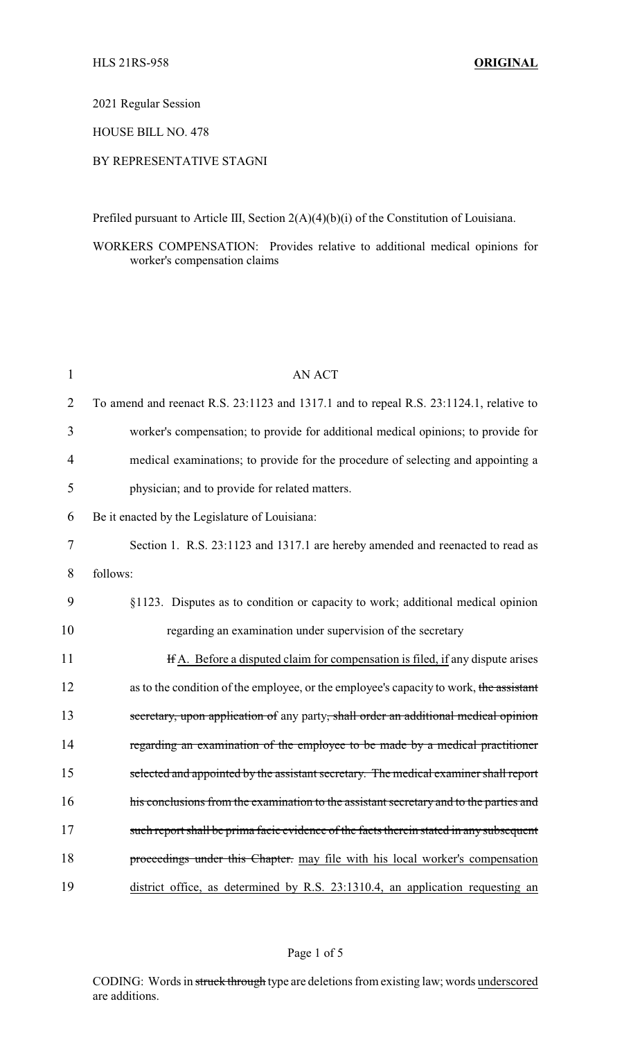HLS 21RS-958 **ORIGINAL**

2021 Regular Session

HOUSE BILL NO. 478

BY REPRESENTATIVE STAGNI

Prefiled pursuant to Article III, Section 2(A)(4)(b)(i) of the Constitution of Louisiana.

WORKERS COMPENSATION: Provides relative to additional medical opinions for worker's compensation claims

AN ACT

To amend and reenact R.S. 23:1123 and 1317.1 and to repeal R.S. 23:1124.1, relative to worker's compensation; to provide for additional medical opinions; to provide for medical examinations; to provide for the procedure of selecting and appointing a physician; and to provide for related matters.

Be it enacted by the Legislature of Louisiana:

Section 1. R.S. 23:1123 and 1317.1 are hereby amended and reenacted to read as follows:

§1123. Disputes as to condition or capacity to work; additional medical opinion regarding an examination under supervision of the secretary

~~If~~ A. Before a disputed claim for compensation is filed, if any dispute arises as to the condition of the employee, or the employee's capacity to work, ~~the assistant secretary, upon application of~~ any party~~, shall order an additional medical opinion regarding an examination of the employee to be made by a medical practitioner selected and appointed by the assistant secretary. The medical examiner shall report his conclusions from the examination to the assistant secretary and to the parties and such report shall be prima facie evidence of the facts therein stated in any subsequent proceedings under this Chapter.~~ may file with his local worker's compensation district office, as determined by R.S. 23:1310.4, an application requesting an

CODING: Words in ~~struck through~~ type are deletions from existing law; words underscored are additions.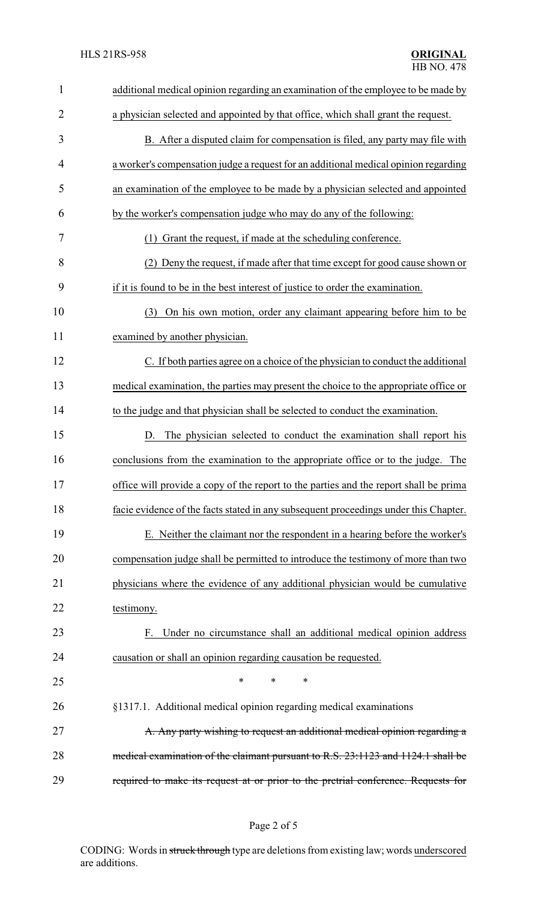additional medical opinion regarding an examination of the employee to be made by a physician selected and appointed by that office, which shall grant the request.

<u>B. After a disputed claim for compensation is filed, any party may file with a worker's compensation judge a request for an additional medical opinion regarding an examination of the employee to be made by a physician selected and appointed by the worker's compensation judge who may do any of the following:</u>

<u>(1) Grant the request, if made at the scheduling conference.</u>

<u>(2) Deny the request, if made after that time except for good cause shown or if it is found to be in the best interest of justice to order the examination.</u>

<u>(3) On his own motion, order any claimant appearing before him to be examined by another physician.</u>

<u>C. If both parties agree on a choice of the physician to conduct the additional medical examination, the parties may present the choice to the appropriate office or to the judge and that physician shall be selected to conduct the examination.</u>

<u>D. The physician selected to conduct the examination shall report his conclusions from the examination to the appropriate office or to the judge. The office will provide a copy of the report to the parties and the report shall be prima facie evidence of the facts stated in any subsequent proceedings under this Chapter.</u>

<u>E. Neither the claimant nor the respondent in a hearing before the worker's compensation judge shall be permitted to introduce the testimony of more than two physicians where the evidence of any additional physician would be cumulative testimony.</u>

<u>F. Under no circumstance shall an additional medical opinion address causation or shall an opinion regarding causation be requested.</u>

\* \* \*

§1317.1. Additional medical opinion regarding medical examinations

~~A. Any party wishing to request an additional medical opinion regarding a medical examination of the claimant pursuant to R.S. 23:1123 and 1124.1 shall be required to make its request at or prior to the pretrial conference. Requests for~~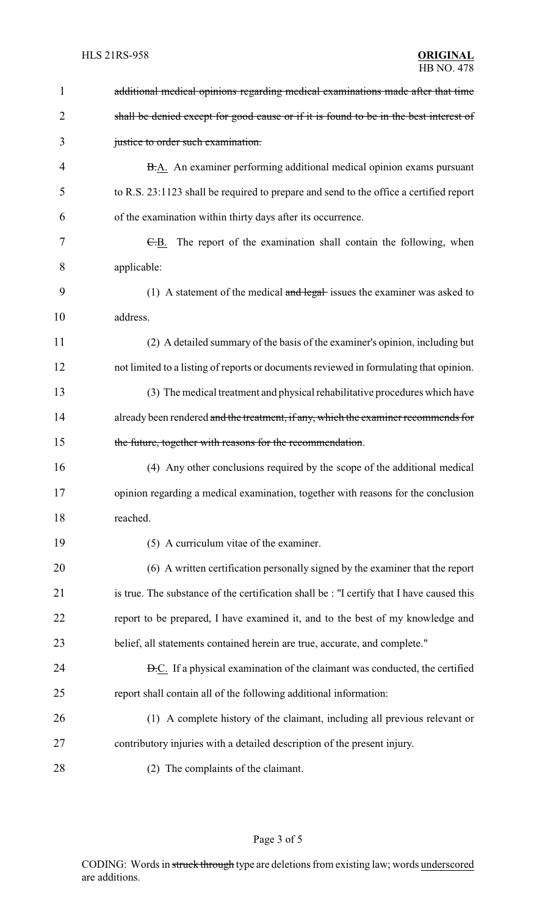~~additional medical opinions regarding medical examinations made after that time shall be denied except for good cause or if it is found to be in the best interest of justice to order such examination.~~

~~B.~~A. An examiner performing additional medical opinion exams pursuant to R.S. 23:1123 shall be required to prepare and send to the office a certified report of the examination within thirty days after its occurrence.

~~C.~~B. The report of the examination shall contain the following, when applicable:

(1) A statement of the medical ~~and legal~~ issues the examiner was asked to address.

(2) A detailed summary of the basis of the examiner's opinion, including but not limited to a listing of reports or documents reviewed in formulating that opinion.

(3) The medical treatment and physical rehabilitative procedures which have already been rendered ~~and the treatment, if any, which the examiner recommends for the future, together with reasons for the recommendation~~.

(4) Any other conclusions required by the scope of the additional medical opinion regarding a medical examination, together with reasons for the conclusion reached.

(5) A curriculum vitae of the examiner.

(6) A written certification personally signed by the examiner that the report is true. The substance of the certification shall be : "I certify that I have caused this report to be prepared, I have examined it, and to the best of my knowledge and belief, all statements contained herein are true, accurate, and complete."

~~D.~~C. If a physical examination of the claimant was conducted, the certified report shall contain all of the following additional information:

(1) A complete history of the claimant, including all previous relevant or contributory injuries with a detailed description of the present injury.

(2) The complaints of the claimant.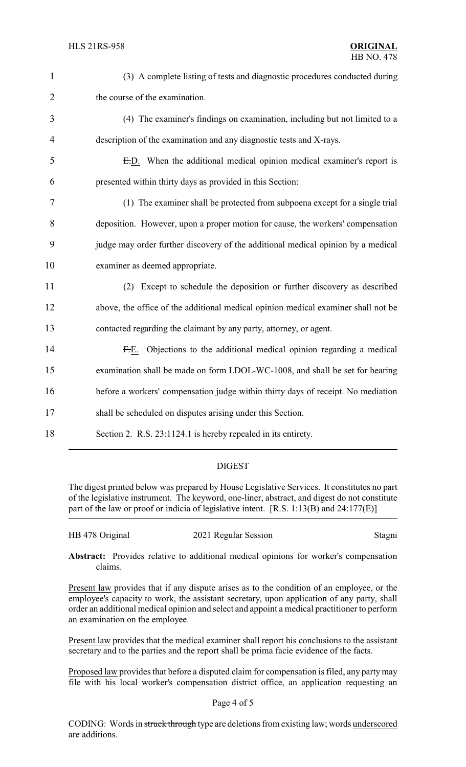(3) A complete listing of tests and diagnostic procedures conducted during the course of the examination.

(4) The examiner's findings on examination, including but not limited to a description of the examination and any diagnostic tests and X-rays.

~~E.~~D. When the additional medical opinion medical examiner's report is presented within thirty days as provided in this Section:

(1) The examiner shall be protected from subpoena except for a single trial deposition. However, upon a proper motion for cause, the workers' compensation judge may order further discovery of the additional medical opinion by a medical examiner as deemed appropriate.

(2) Except to schedule the deposition or further discovery as described above, the office of the additional medical opinion medical examiner shall not be contacted regarding the claimant by any party, attorney, or agent.

~~F.~~E. Objections to the additional medical opinion regarding a medical examination shall be made on form LDOL-WC-1008, and shall be set for hearing before a workers' compensation judge within thirty days of receipt. No mediation shall be scheduled on disputes arising under this Section.

Section 2. R.S. 23:1124.1 is hereby repealed in its entirety.

## DIGEST

The digest printed below was prepared by House Legislative Services. It constitutes no part of the legislative instrument. The keyword, one-liner, abstract, and digest do not constitute part of the law or proof or indicia of legislative intent. [R.S. 1:13(B) and 24:177(E)]

HB 478 Original — 2021 Regular Session — Stagni

**Abstract:** Provides relative to additional medical opinions for worker's compensation claims.

Present law provides that if any dispute arises as to the condition of an employee, or the employee's capacity to work, the assistant secretary, upon application of any party, shall order an additional medical opinion and select and appoint a medical practitioner to perform an examination on the employee.

Present law provides that the medical examiner shall report his conclusions to the assistant secretary and to the parties and the report shall be prima facie evidence of the facts.

Proposed law provides that before a disputed claim for compensation is filed, any party may file with his local worker's compensation district office, an application requesting an

CODING: Words in ~~struck through~~ type are deletions from existing law; words underscored are additions.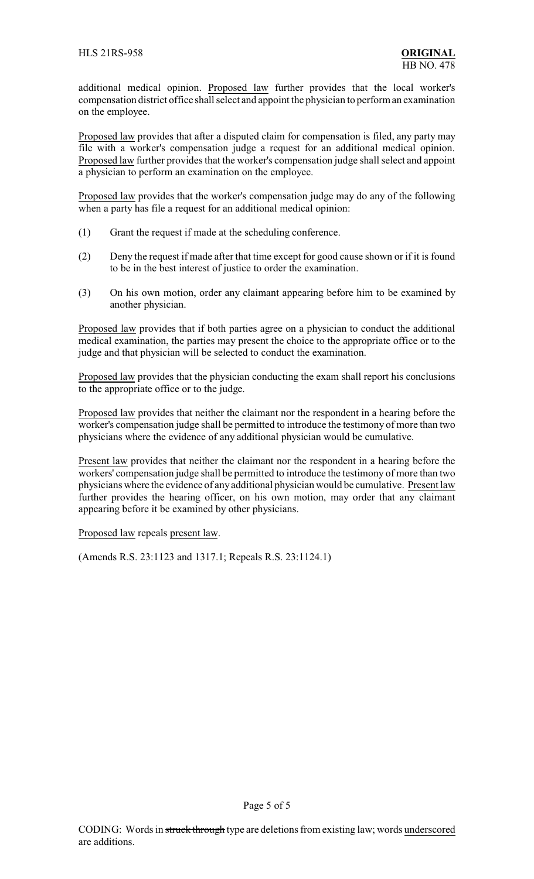additional medical opinion. Proposed law further provides that the local worker's compensation district office shall select and appoint the physician to perform an examination on the employee.

Proposed law provides that after a disputed claim for compensation is filed, any party may file with a worker's compensation judge a request for an additional medical opinion. Proposed law further provides that the worker's compensation judge shall select and appoint a physician to perform an examination on the employee.

Proposed law provides that the worker's compensation judge may do any of the following when a party has file a request for an additional medical opinion:

(1) Grant the request if made at the scheduling conference.

(2) Deny the request if made after that time except for good cause shown or if it is found to be in the best interest of justice to order the examination.

(3) On his own motion, order any claimant appearing before him to be examined by another physician.

Proposed law provides that if both parties agree on a physician to conduct the additional medical examination, the parties may present the choice to the appropriate office or to the judge and that physician will be selected to conduct the examination.

Proposed law provides that the physician conducting the exam shall report his conclusions to the appropriate office or to the judge.

Proposed law provides that neither the claimant nor the respondent in a hearing before the worker's compensation judge shall be permitted to introduce the testimony of more than two physicians where the evidence of any additional physician would be cumulative.

Present law provides that neither the claimant nor the respondent in a hearing before the workers' compensation judge shall be permitted to introduce the testimony of more than two physicians where the evidence of any additional physician would be cumulative. Present law further provides the hearing officer, on his own motion, may order that any claimant appearing before it be examined by other physicians.

Proposed law repeals present law.

(Amends R.S. 23:1123 and 1317.1; Repeals R.S. 23:1124.1)

CODING: Words in ~~struck through~~ type are deletions from existing law; words underscored are additions.